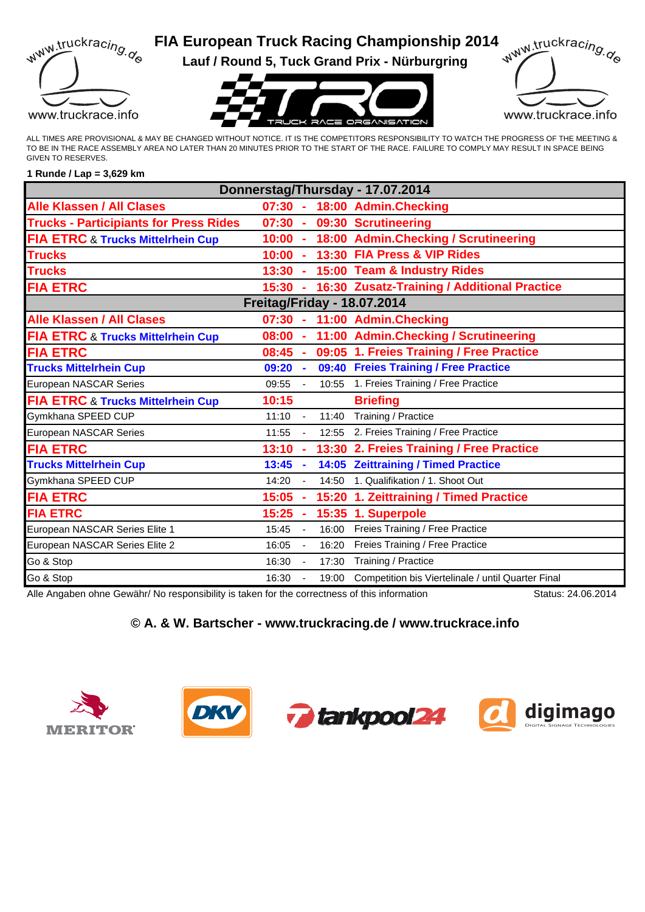# FIA European Truck Racing Championship 2014

## Lauf / Round 5, Tuck Grand Prix - Nürburgring

www.truckracing.de

www.truckrace.info

ALL TIMES ARE PROVISIONAL & MAY BE CHANGED WITHOUT NOTICE. IT IS THE COMPETITORS RESPONSIBILITY TO WATCH THE PROGRESS OF THE MEETING & TO BE IN THE RACE ASSEMBLY AREA NO LATER THAN 20 MINUTES PRIOR TO THE START OF THE RACE. FAILURE TO COMPLY MAY RESULT IN SPACE BEING GIVEN TO RESERVES.

**1 Runde / Lap = 3,629 km**

| Class | Start | | End | Session |
|---|---|---|---|---|
| **Donnerstag/Thursday - 17.07.2014** | | | | |
| **Alle Klassen / All Clases** | **07:30** | **-** | **18:00** | **Admin.Checking** |
| **Trucks - Participiants for Press Rides** | **07:30** | **-** | **09:30** | **Scrutineering** |
| **FIA ETRC** & **Trucks Mittelrhein Cup** | **10:00** | **-** | **18:00** | **Admin.Checking / Scrutineering** |
| **Trucks** | **10:00** | **-** | **13:30** | **FIA Press & VIP Rides** |
| **Trucks** | **13:30** | **-** | **15:00** | **Team & Industry Rides** |
| **FIA ETRC** | **15:30** | **-** | **16:30** | **Zusatz-Training / Additional Practice** |
| **Freitag/Friday - 18.07.2014** | | | | |
| **Alle Klassen / All Clases** | **07:30** | **-** | **11:00** | **Admin.Checking** |
| **FIA ETRC** & **Trucks Mittelrhein Cup** | **08:00** | **-** | **11:00** | **Admin.Checking / Scrutineering** |
| **FIA ETRC** | **08:45** | **-** | **09:05** | **1. Freies Training / Free Practice** |
| **Trucks Mittelrhein Cup** | **09:20** | **-** | **09:40** | **Freies Training / Free Practice** |
| European NASCAR Series | 09:55 | - | 10:55 | 1. Freies Training / Free Practice |
| **FIA ETRC** & **Trucks Mittelrhein Cup** | **10:15** | | | **Briefing** |
| Gymkhana SPEED CUP | 11:10 | - | 11:40 | Training / Practice |
| European NASCAR Series | 11:55 | - | 12:55 | 2. Freies Training / Free Practice |
| **FIA ETRC** | **13:10** | **-** | **13:30** | **2. Freies Training / Free Practice** |
| **Trucks Mittelrhein Cup** | **13:45** | **-** | **14:05** | **Zeittraining / Timed Practice** |
| Gymkhana SPEED CUP | 14:20 | - | 14:50 | 1. Qualifikation / 1. Shoot Out |
| **FIA ETRC** | **15:05** | **-** | **15:20** | **1. Zeittraining / Timed Practice** |
| **FIA ETRC** | **15:25** | **-** | **15:35** | **1. Superpole** |
| European NASCAR Series Elite 1 | 15:45 | - | 16:00 | Freies Training / Free Practice |
| European NASCAR Series Elite 2 | 16:05 | - | 16:20 | Freies Training / Free Practice |
| Go & Stop | 16:30 | - | 17:30 | Training / Practice |
| Go & Stop | 16:30 | - | 19:00 | Competition bis Viertelinale / until Quarter Final |

Alle Angaben ohne Gewähr/ No responsibility is taken for the correctness of this information — Status: 24.06.2014

**© A. & W. Bartscher - www.truckracing.de / www.truckrace.info**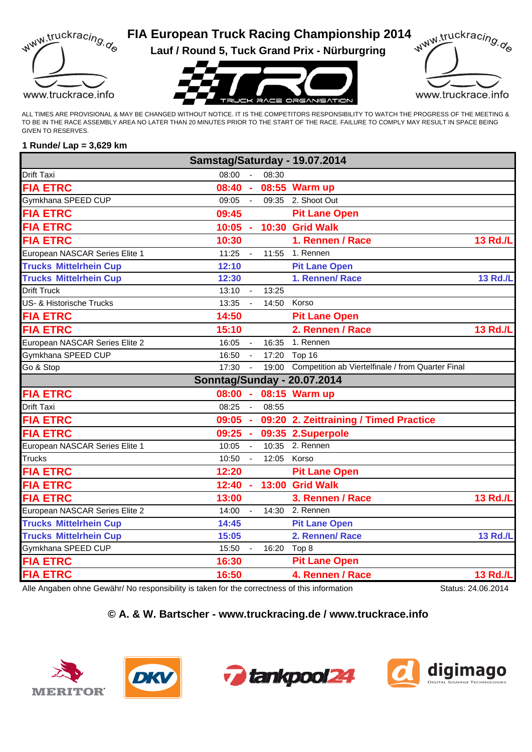# FIA European Truck Racing Championship 2014

**Lauf / Round 5, Tuck Grand Prix - Nürburgring**

ALL TIMES ARE PROVISIONAL & MAY BE CHANGED WITHOUT NOTICE. IT IS THE COMPETITORS RESPONSIBILITY TO WATCH THE PROGRESS OF THE MEETING & TO BE IN THE RACE ASSEMBLY AREA NO LATER THAN 20 MINUTES PRIOR TO THE START OF THE RACE. FAILURE TO COMPLY MAY RESULT IN SPACE BEING GIVEN TO RESERVES.

**1 Runde/ Lap = 3,629 km**

| | | | | | |
|---|---|---|---|---|---|
| **Samstag/Saturday - 19.07.2014** | | | | | |
| Drift Taxi | 08:00 | - | 08:30 | | |
| **FIA ETRC** | **08:40** | **-** | **08:55** | **Warm up** | |
| Gymkhana SPEED CUP | 09:05 | - | 09:35 | 2. Shoot Out | |
| **FIA ETRC** | **09:45** | | | **Pit Lane Open** | |
| **FIA ETRC** | **10:05** | **-** | **10:30** | **Grid Walk** | |
| **FIA ETRC** | **10:30** | | | **1. Rennen / Race** | **13 Rd./L** |
| European NASCAR Series Elite 1 | 11:25 | - | 11:55 | 1. Rennen | |
| **Trucks Mittelrhein Cup** | **12:10** | | | **Pit Lane Open** | |
| **Trucks Mittelrhein Cup** | **12:30** | | | **1. Rennen/ Race** | **13 Rd./L** |
| Drift Truck | 13:10 | - | 13:25 | | |
| US- & Historische Trucks | 13:35 | - | 14:50 | Korso | |
| **FIA ETRC** | **14:50** | | | **Pit Lane Open** | |
| **FIA ETRC** | **15:10** | | | **2. Rennen / Race** | **13 Rd./L** |
| European NASCAR Series Elite 2 | 16:05 | - | 16:35 | 1. Rennen | |
| Gymkhana SPEED CUP | 16:50 | - | 17:20 | Top 16 | |
| Go & Stop | 17:30 | - | 19:00 | Competition ab Viertelfinale / from Quarter Final | |
| **Sonntag/Sunday - 20.07.2014** | | | | | |
| **FIA ETRC** | **08:00** | **-** | **08:15** | **Warm up** | |
| Drift Taxi | 08:25 | - | 08:55 | | |
| **FIA ETRC** | **09:05** | **-** | **09:20** | **2. Zeittraining / Timed Practice** | |
| **FIA ETRC** | **09:25** | **-** | **09:35** | **2.Superpole** | |
| European NASCAR Series Elite 1 | 10:05 | - | 10:35 | 2. Rennen | |
| Trucks | 10:50 | - | 12:05 | Korso | |
| **FIA ETRC** | **12:20** | | | **Pit Lane Open** | |
| **FIA ETRC** | **12:40** | **-** | **13:00** | **Grid Walk** | |
| **FIA ETRC** | **13:00** | | | **3. Rennen / Race** | **13 Rd./L** |
| European NASCAR Series Elite 2 | 14:00 | - | 14:30 | 2. Rennen | |
| **Trucks Mittelrhein Cup** | **14:45** | | | **Pit Lane Open** | |
| **Trucks Mittelrhein Cup** | **15:05** | | | **2. Rennen/ Race** | **13 Rd./L** |
| Gymkhana SPEED CUP | 15:50 | - | 16:20 | Top 8 | |
| **FIA ETRC** | **16:30** | | | **Pit Lane Open** | |
| **FIA ETRC** | **16:50** | | | **4. Rennen / Race** | **13 Rd./L** |

Alle Angaben ohne Gewähr/ No responsibility is taken for the correctness of this information

Status: 24.06.2014

**© A. & W. Bartscher - www.truckracing.de / www.truckrace.info**